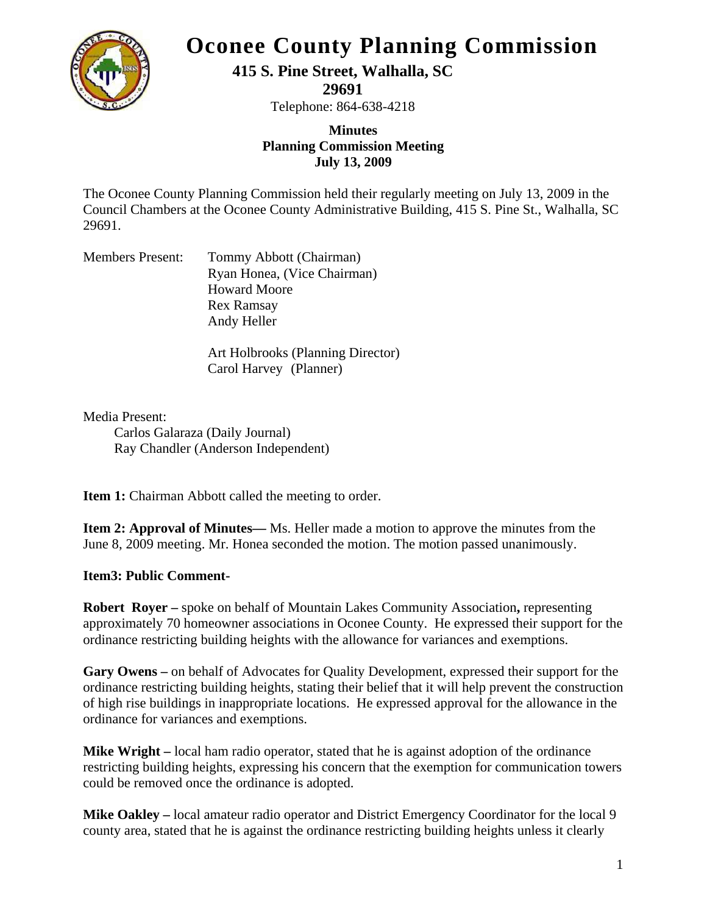# Oconee County Planning Commission

**415 S. Pine Street, Walhalla, SC 29691**

Telephone: 864-638-4218

**Minutes**
**Planning Commission Meeting**
**July 13, 2009**

The Oconee County Planning Commission held their regularly meeting on July 13, 2009 in the Council Chambers at the Oconee County Administrative Building, 415 S. Pine St., Walhalla, SC 29691.

Members Present:
- Tommy Abbott (Chairman)
- Ryan Honea, (Vice Chairman)
- Howard Moore
- Rex Ramsay
- Andy Heller

- Art Holbrooks (Planning Director)
- Carol Harvey (Planner)

Media Present:
- Carlos Galaraza (Daily Journal)
- Ray Chandler (Anderson Independent)

**Item 1:** Chairman Abbott called the meeting to order.

**Item 2: Approval of Minutes—** Ms. Heller made a motion to approve the minutes from the June 8, 2009 meeting. Mr. Honea seconded the motion. The motion passed unanimously.

**Item3: Public Comment-**

**Robert Royer –** spoke on behalf of Mountain Lakes Community Association**,** representing approximately 70 homeowner associations in Oconee County. He expressed their support for the ordinance restricting building heights with the allowance for variances and exemptions.

**Gary Owens –** on behalf of Advocates for Quality Development, expressed their support for the ordinance restricting building heights, stating their belief that it will help prevent the construction of high rise buildings in inappropriate locations. He expressed approval for the allowance in the ordinance for variances and exemptions.

**Mike Wright –** local ham radio operator, stated that he is against adoption of the ordinance restricting building heights, expressing his concern that the exemption for communication towers could be removed once the ordinance is adopted.

**Mike Oakley –** local amateur radio operator and District Emergency Coordinator for the local 9 county area, stated that he is against the ordinance restricting building heights unless it clearly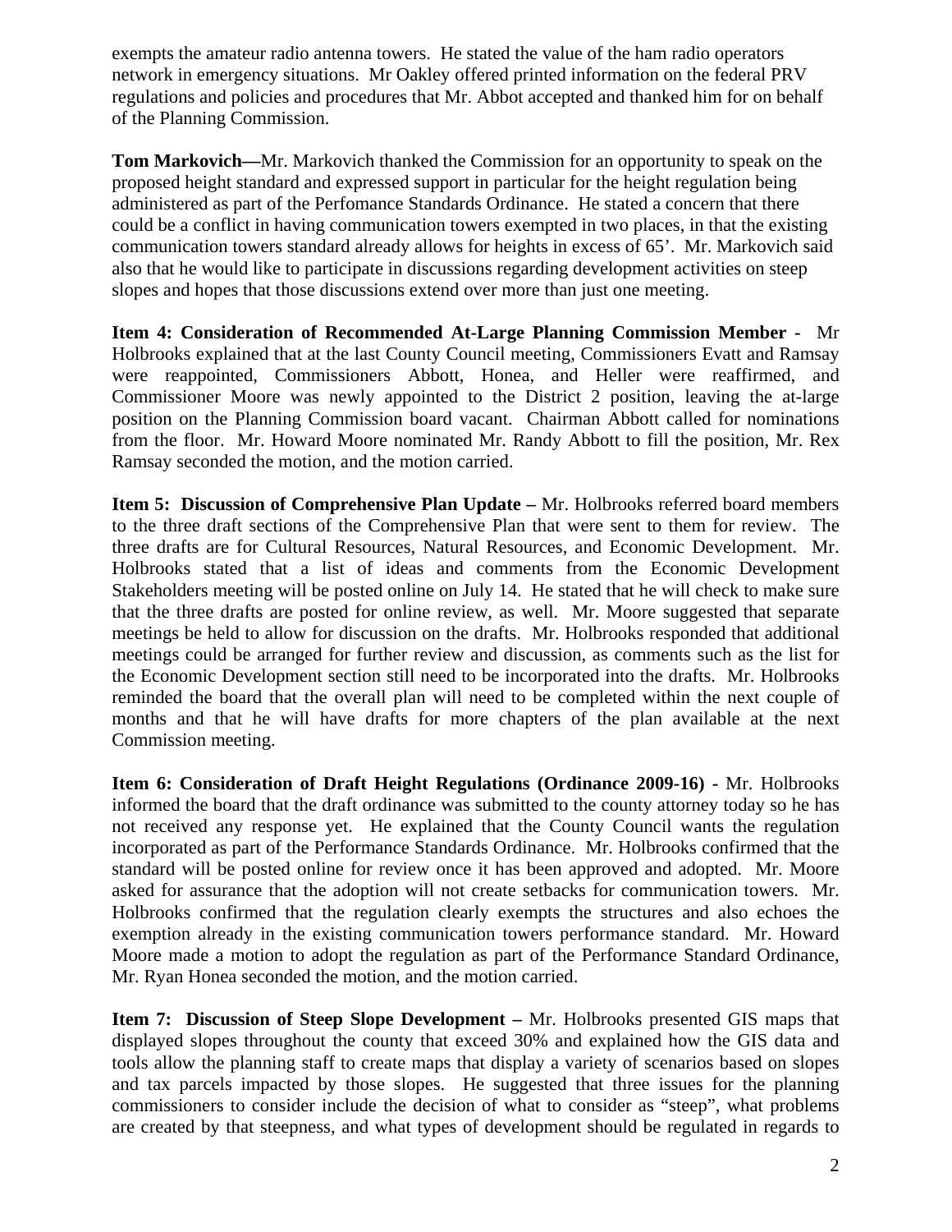exempts the amateur radio antenna towers. He stated the value of the ham radio operators network in emergency situations. Mr Oakley offered printed information on the federal PRV regulations and policies and procedures that Mr. Abbot accepted and thanked him for on behalf of the Planning Commission.

**Tom Markovich—**Mr. Markovich thanked the Commission for an opportunity to speak on the proposed height standard and expressed support in particular for the height regulation being administered as part of the Perfomance Standards Ordinance. He stated a concern that there could be a conflict in having communication towers exempted in two places, in that the existing communication towers standard already allows for heights in excess of 65'. Mr. Markovich said also that he would like to participate in discussions regarding development activities on steep slopes and hopes that those discussions extend over more than just one meeting.

**Item 4: Consideration of Recommended At-Large Planning Commission Member -** Mr Holbrooks explained that at the last County Council meeting, Commissioners Evatt and Ramsay were reappointed, Commissioners Abbott, Honea, and Heller were reaffirmed, and Commissioner Moore was newly appointed to the District 2 position, leaving the at-large position on the Planning Commission board vacant. Chairman Abbott called for nominations from the floor. Mr. Howard Moore nominated Mr. Randy Abbott to fill the position, Mr. Rex Ramsay seconded the motion, and the motion carried.

**Item 5: Discussion of Comprehensive Plan Update –** Mr. Holbrooks referred board members to the three draft sections of the Comprehensive Plan that were sent to them for review. The three drafts are for Cultural Resources, Natural Resources, and Economic Development. Mr. Holbrooks stated that a list of ideas and comments from the Economic Development Stakeholders meeting will be posted online on July 14. He stated that he will check to make sure that the three drafts are posted for online review, as well. Mr. Moore suggested that separate meetings be held to allow for discussion on the drafts. Mr. Holbrooks responded that additional meetings could be arranged for further review and discussion, as comments such as the list for the Economic Development section still need to be incorporated into the drafts. Mr. Holbrooks reminded the board that the overall plan will need to be completed within the next couple of months and that he will have drafts for more chapters of the plan available at the next Commission meeting.

**Item 6: Consideration of Draft Height Regulations (Ordinance 2009-16) -** Mr. Holbrooks informed the board that the draft ordinance was submitted to the county attorney today so he has not received any response yet. He explained that the County Council wants the regulation incorporated as part of the Performance Standards Ordinance. Mr. Holbrooks confirmed that the standard will be posted online for review once it has been approved and adopted. Mr. Moore asked for assurance that the adoption will not create setbacks for communication towers. Mr. Holbrooks confirmed that the regulation clearly exempts the structures and also echoes the exemption already in the existing communication towers performance standard. Mr. Howard Moore made a motion to adopt the regulation as part of the Performance Standard Ordinance, Mr. Ryan Honea seconded the motion, and the motion carried.

**Item 7: Discussion of Steep Slope Development –** Mr. Holbrooks presented GIS maps that displayed slopes throughout the county that exceed 30% and explained how the GIS data and tools allow the planning staff to create maps that display a variety of scenarios based on slopes and tax parcels impacted by those slopes. He suggested that three issues for the planning commissioners to consider include the decision of what to consider as "steep", what problems are created by that steepness, and what types of development should be regulated in regards to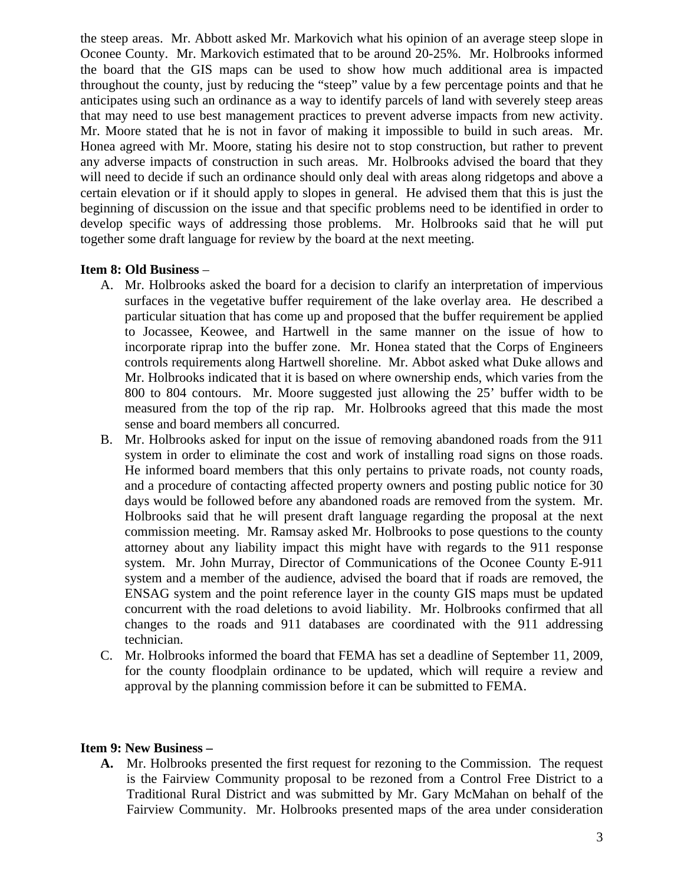the steep areas. Mr. Abbott asked Mr. Markovich what his opinion of an average steep slope in Oconee County. Mr. Markovich estimated that to be around 20-25%. Mr. Holbrooks informed the board that the GIS maps can be used to show how much additional area is impacted throughout the county, just by reducing the "steep" value by a few percentage points and that he anticipates using such an ordinance as a way to identify parcels of land with severely steep areas that may need to use best management practices to prevent adverse impacts from new activity. Mr. Moore stated that he is not in favor of making it impossible to build in such areas. Mr. Honea agreed with Mr. Moore, stating his desire not to stop construction, but rather to prevent any adverse impacts of construction in such areas. Mr. Holbrooks advised the board that they will need to decide if such an ordinance should only deal with areas along ridgetops and above a certain elevation or if it should apply to slopes in general. He advised them that this is just the beginning of discussion on the issue and that specific problems need to be identified in order to develop specific ways of addressing those problems. Mr. Holbrooks said that he will put together some draft language for review by the board at the next meeting.

**Item 8: Old Business** –

A. Mr. Holbrooks asked the board for a decision to clarify an interpretation of impervious surfaces in the vegetative buffer requirement of the lake overlay area. He described a particular situation that has come up and proposed that the buffer requirement be applied to Jocassee, Keowee, and Hartwell in the same manner on the issue of how to incorporate riprap into the buffer zone. Mr. Honea stated that the Corps of Engineers controls requirements along Hartwell shoreline. Mr. Abbot asked what Duke allows and Mr. Holbrooks indicated that it is based on where ownership ends, which varies from the 800 to 804 contours. Mr. Moore suggested just allowing the 25' buffer width to be measured from the top of the rip rap. Mr. Holbrooks agreed that this made the most sense and board members all concurred.
B. Mr. Holbrooks asked for input on the issue of removing abandoned roads from the 911 system in order to eliminate the cost and work of installing road signs on those roads. He informed board members that this only pertains to private roads, not county roads, and a procedure of contacting affected property owners and posting public notice for 30 days would be followed before any abandoned roads are removed from the system. Mr. Holbrooks said that he will present draft language regarding the proposal at the next commission meeting. Mr. Ramsay asked Mr. Holbrooks to pose questions to the county attorney about any liability impact this might have with regards to the 911 response system. Mr. John Murray, Director of Communications of the Oconee County E-911 system and a member of the audience, advised the board that if roads are removed, the ENSAG system and the point reference layer in the county GIS maps must be updated concurrent with the road deletions to avoid liability. Mr. Holbrooks confirmed that all changes to the roads and 911 databases are coordinated with the 911 addressing technician.
C. Mr. Holbrooks informed the board that FEMA has set a deadline of September 11, 2009, for the county floodplain ordinance to be updated, which will require a review and approval by the planning commission before it can be submitted to FEMA.

**Item 9: New Business –**

**A.** Mr. Holbrooks presented the first request for rezoning to the Commission. The request is the Fairview Community proposal to be rezoned from a Control Free District to a Traditional Rural District and was submitted by Mr. Gary McMahan on behalf of the Fairview Community. Mr. Holbrooks presented maps of the area under consideration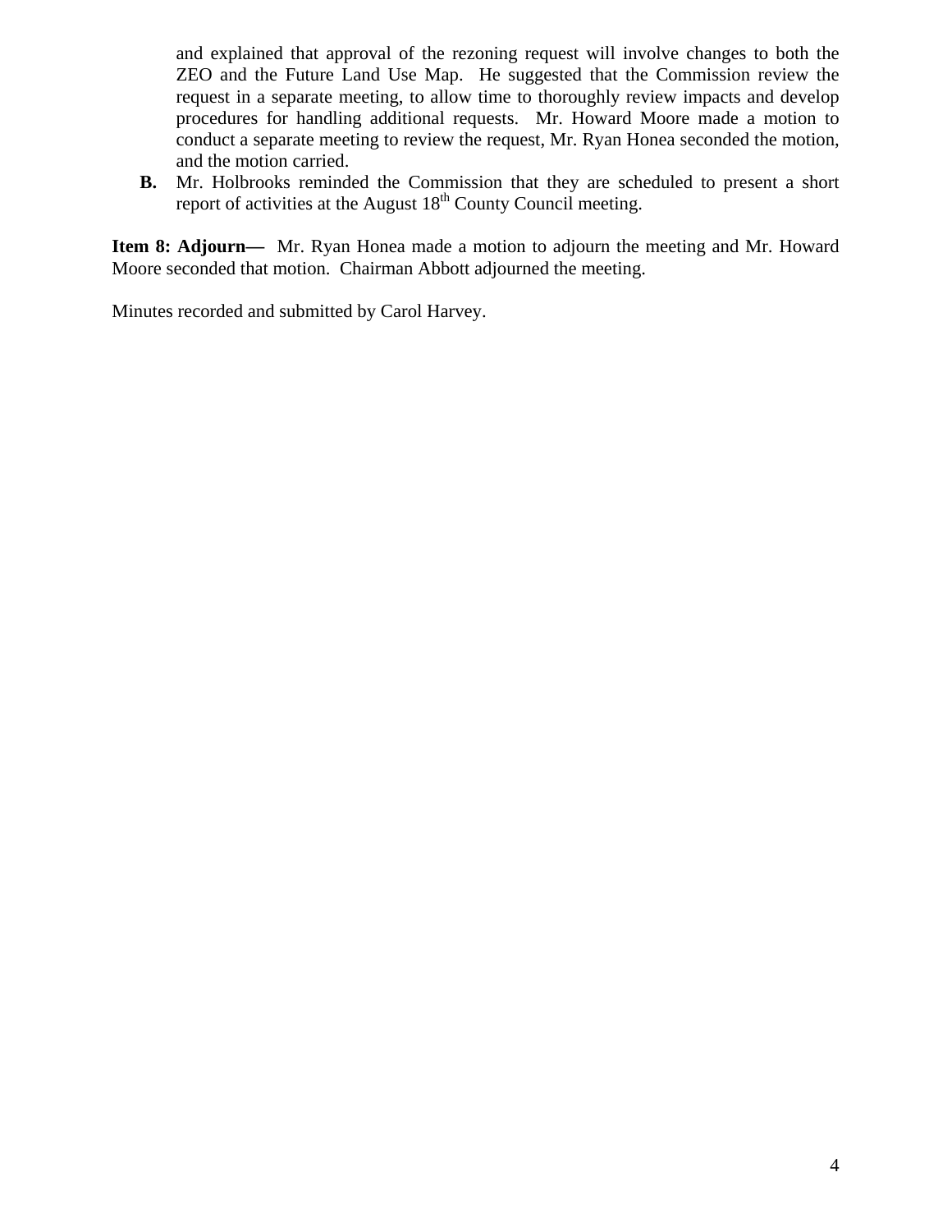and explained that approval of the rezoning request will involve changes to both the ZEO and the Future Land Use Map. He suggested that the Commission review the request in a separate meeting, to allow time to thoroughly review impacts and develop procedures for handling additional requests. Mr. Howard Moore made a motion to conduct a separate meeting to review the request, Mr. Ryan Honea seconded the motion, and the motion carried.

**B.** Mr. Holbrooks reminded the Commission that they are scheduled to present a short report of activities at the August 18th County Council meeting.

**Item 8: Adjourn—** Mr. Ryan Honea made a motion to adjourn the meeting and Mr. Howard Moore seconded that motion. Chairman Abbott adjourned the meeting.

Minutes recorded and submitted by Carol Harvey.